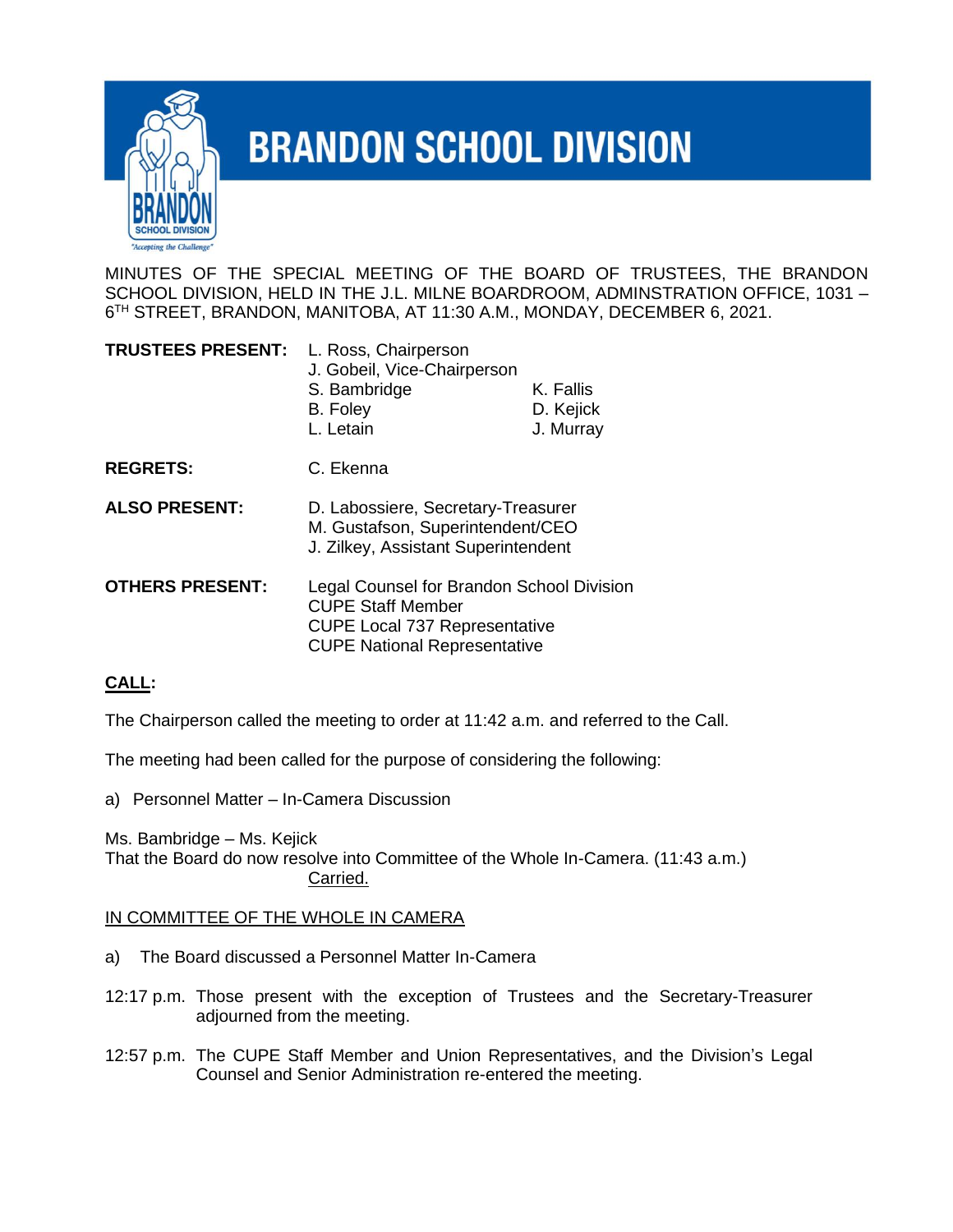# BRANDON SCHOOL DIVISION

MINUTES OF THE SPECIAL MEETING OF THE BOARD OF TRUSTEES, THE BRANDON SCHOOL DIVISION, HELD IN THE J.L. MILNE BOARDROOM, ADMINSTRATION OFFICE, 1031 – 6TH STREET, BRANDON, MANITOBA, AT 11:30 A.M., MONDAY, DECEMBER 6, 2021.

**TRUSTEES PRESENT:** L. Ross, Chairperson
J. Gobeil, Vice-Chairperson
S. Bambridge
B. Foley
L. Letain
K. Fallis
D. Kejick
J. Murray

**REGRETS:** C. Ekenna

**ALSO PRESENT:** D. Labossiere, Secretary-Treasurer
M. Gustafson, Superintendent/CEO
J. Zilkey, Assistant Superintendent

**OTHERS PRESENT:** Legal Counsel for Brandon School Division
CUPE Staff Member
CUPE Local 737 Representative
CUPE National Representative

**CALL:**

The Chairperson called the meeting to order at 11:42 a.m. and referred to the Call.

The meeting had been called for the purpose of considering the following:

a) Personnel Matter – In-Camera Discussion

Ms. Bambridge – Ms. Kejick
That the Board do now resolve into Committee of the Whole In-Camera. (11:43 a.m.)
Carried.

IN COMMITTEE OF THE WHOLE IN CAMERA

a) The Board discussed a Personnel Matter In-Camera

12:17 p.m. Those present with the exception of Trustees and the Secretary-Treasurer adjourned from the meeting.

12:57 p.m. The CUPE Staff Member and Union Representatives, and the Division's Legal Counsel and Senior Administration re-entered the meeting.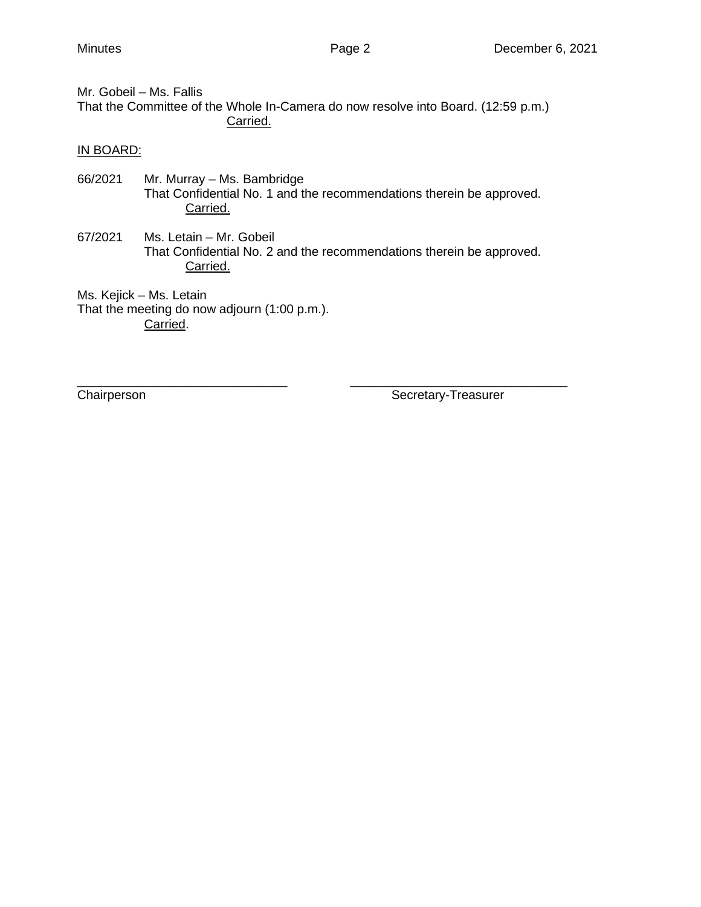Mr. Gobeil – Ms. Fallis
That the Committee of the Whole In-Camera do now resolve into Board. (12:59 p.m.)
<u>Carried.</u>

<u>IN BOARD:</u>

66/2021 Mr. Murray – Ms. Bambridge
That Confidential No. 1 and the recommendations therein be approved.
<u>Carried.</u>

67/2021 Ms. Letain – Mr. Gobeil
That Confidential No. 2 and the recommendations therein be approved.
<u>Carried.</u>

Ms. Kejick – Ms. Letain
That the meeting do now adjourn (1:00 p.m.).
<u>Carried</u>.

______________________________ ______________________________
Chairperson Secretary-Treasurer